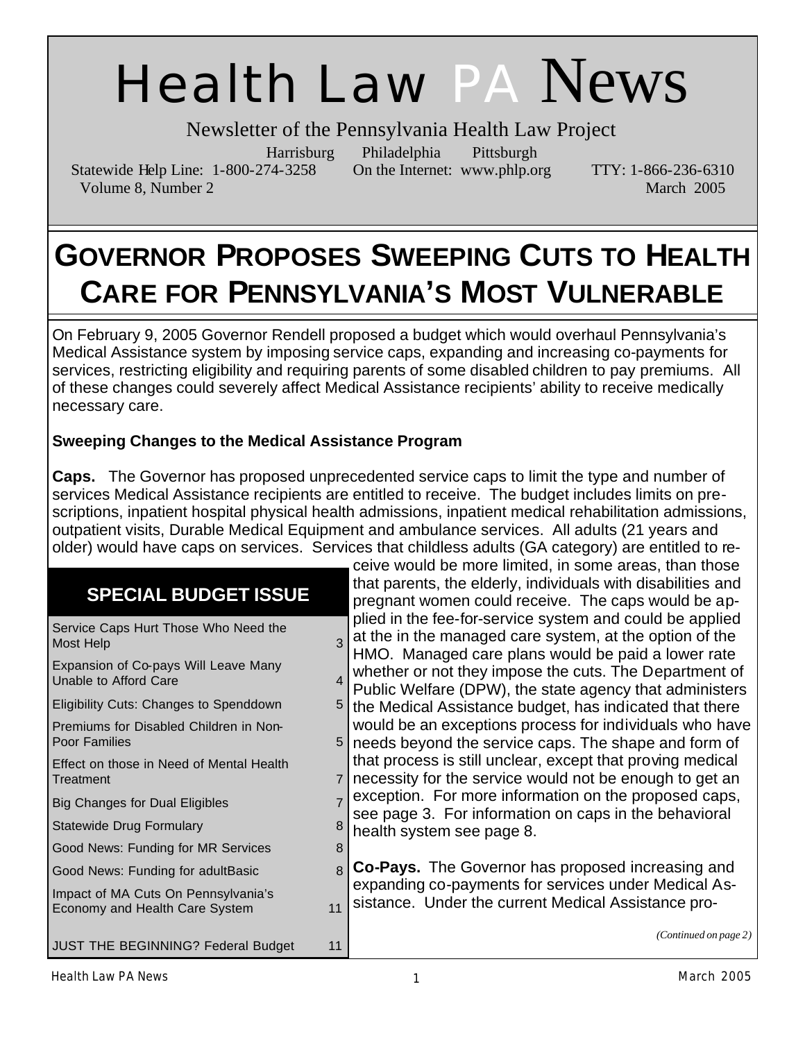# Health Law PA News

Newsletter of the Pennsylvania Health Law Project

Harrisburg Philadelphia Pittsburgh

Statewide Help Line: 1-800-274-3258 On the Internet: www.phlp.org TTY: 1-866-236-6310

Volume 8, Number 2 March 2005

## GOVERNOR PROPOSES SWEEPING CUTS TO HEALTH CARE FOR PENNSYLVANIA'S MOST VULNERABLE

On February 9, 2005 Governor Rendell proposed a budget which would overhaul Pennsylvania's Medical Assistance system by imposing service caps, expanding and increasing co-payments for services, restricting eligibility and requiring parents of some disabled children to pay premiums. All of these changes could severely affect Medical Assistance recipients' ability to receive medically necessary care.

**Sweeping Changes to the Medical Assistance Program**

**Caps.** The Governor has proposed unprecedented service caps to limit the type and number of services Medical Assistance recipients are entitled to receive. The budget includes limits on prescriptions, inpatient hospital physical health admissions, inpatient medical rehabilitation admissions, outpatient visits, Durable Medical Equipment and ambulance services. All adults (21 years and older) would have caps on services. Services that childless adults (GA category) are entitled to receive would be more limited, in some areas, than those that parents, the elderly, individuals with disabilities and pregnant women could receive. The caps would be applied in the fee-for-service system and could be applied at the in the managed care system, at the option of the HMO. Managed care plans would be paid a lower rate whether or not they impose the cuts. The Department of Public Welfare (DPW), the state agency that administers the Medical Assistance budget, has indicated that there would be an exceptions process for individuals who have needs beyond the service caps. The shape and form of that process is still unclear, except that proving medical necessity for the service would not be enough to get an exception. For more information on the proposed caps, see page 3. For information on caps in the behavioral health system see page 8.

**Co-Pays.** The Governor has proposed increasing and expanding co-payments for services under Medical Assistance. Under the current Medical Assistance pro-

*(Continued on page 2)*

### SPECIAL BUDGET ISSUE

| | |
|---|---|
| Service Caps Hurt Those Who Need the Most Help | 3 |
| Expansion of Co-pays Will Leave Many Unable to Afford Care | 4 |
| Eligibility Cuts: Changes to Spenddown | 5 |
| Premiums for Disabled Children in Non-Poor Families | 5 |
| Effect on those in Need of Mental Health Treatment | 7 |
| Big Changes for Dual Eligibles | 7 |
| Statewide Drug Formulary | 8 |
| Good News: Funding for MR Services | 8 |
| Good News: Funding for adultBasic | 8 |
| Impact of MA Cuts On Pennsylvania's Economy and Health Care System | 11 |
| JUST THE BEGINNING? Federal Budget | 11 |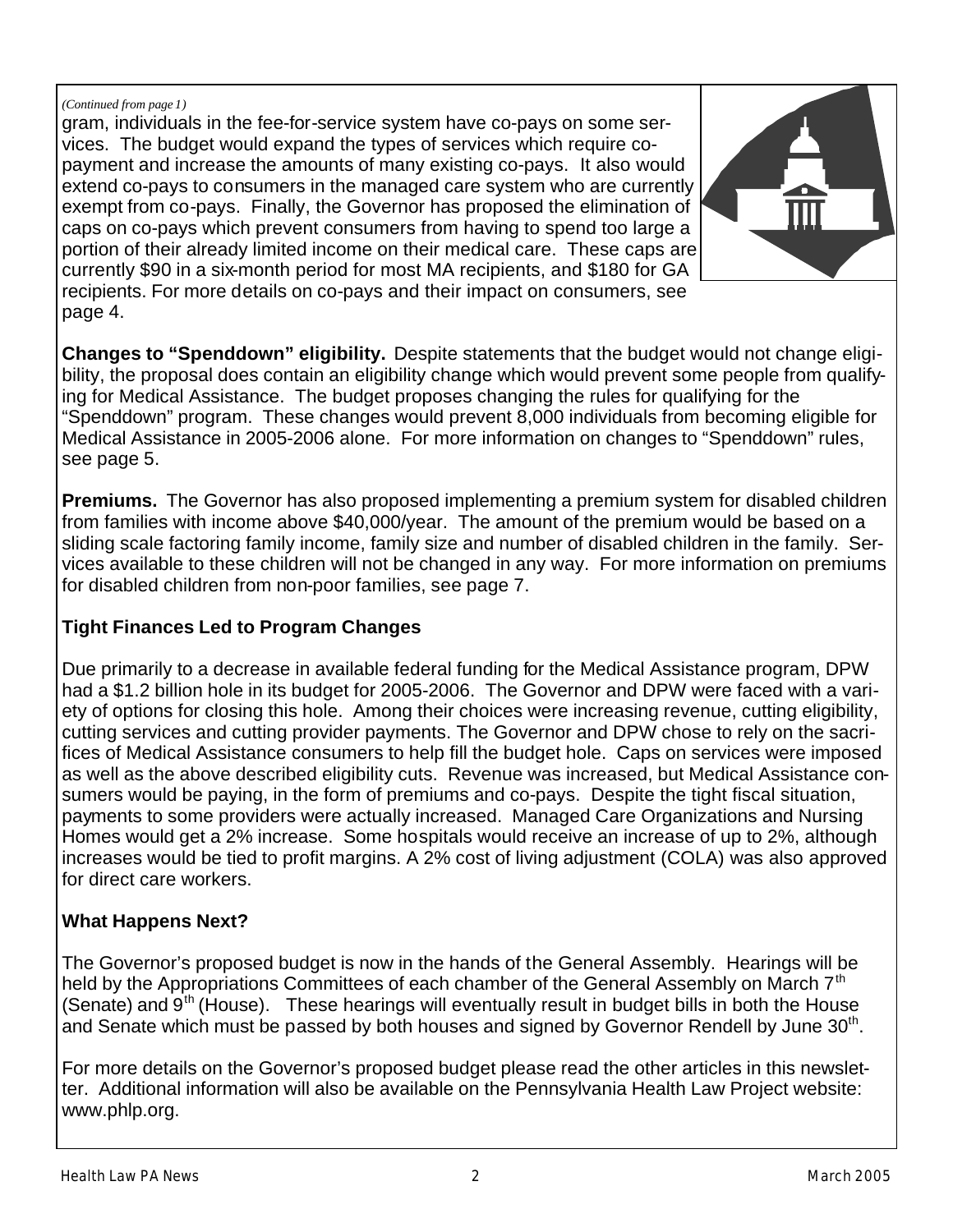*(Continued from page 1)*

gram, individuals in the fee-for-service system have co-pays on some services. The budget would expand the types of services which require co-payment and increase the amounts of many existing co-pays. It also would extend co-pays to consumers in the managed care system who are currently exempt from co-pays. Finally, the Governor has proposed the elimination of caps on co-pays which prevent consumers from having to spend too large a portion of their already limited income on their medical care. These caps are currently $90 in a six-month period for most MA recipients, and $180 for GA recipients. For more details on co-pays and their impact on consumers, see page 4.

**Changes to "Spenddown" eligibility.** Despite statements that the budget would not change eligibility, the proposal does contain an eligibility change which would prevent some people from qualifying for Medical Assistance. The budget proposes changing the rules for qualifying for the "Spenddown" program. These changes would prevent 8,000 individuals from becoming eligible for Medical Assistance in 2005-2006 alone. For more information on changes to "Spenddown" rules, see page 5.

**Premiums.** The Governor has also proposed implementing a premium system for disabled children from families with income above $40,000/year. The amount of the premium would be based on a sliding scale factoring family income, family size and number of disabled children in the family. Services available to these children will not be changed in any way. For more information on premiums for disabled children from non-poor families, see page 7.

### Tight Finances Led to Program Changes

Due primarily to a decrease in available federal funding for the Medical Assistance program, DPW had a $1.2 billion hole in its budget for 2005-2006. The Governor and DPW were faced with a variety of options for closing this hole. Among their choices were increasing revenue, cutting eligibility, cutting services and cutting provider payments. The Governor and DPW chose to rely on the sacrifices of Medical Assistance consumers to help fill the budget hole. Caps on services were imposed as well as the above described eligibility cuts. Revenue was increased, but Medical Assistance consumers would be paying, in the form of premiums and co-pays. Despite the tight fiscal situation, payments to some providers were actually increased. Managed Care Organizations and Nursing Homes would get a 2% increase. Some hospitals would receive an increase of up to 2%, although increases would be tied to profit margins. A 2% cost of living adjustment (COLA) was also approved for direct care workers.

### What Happens Next?

The Governor's proposed budget is now in the hands of the General Assembly. Hearings will be held by the Appropriations Committees of each chamber of the General Assembly on March 7th (Senate) and 9th (House). These hearings will eventually result in budget bills in both the House and Senate which must be passed by both houses and signed by Governor Rendell by June 30th.

For more details on the Governor's proposed budget please read the other articles in this newsletter. Additional information will also be available on the Pennsylvania Health Law Project website: www.phlp.org.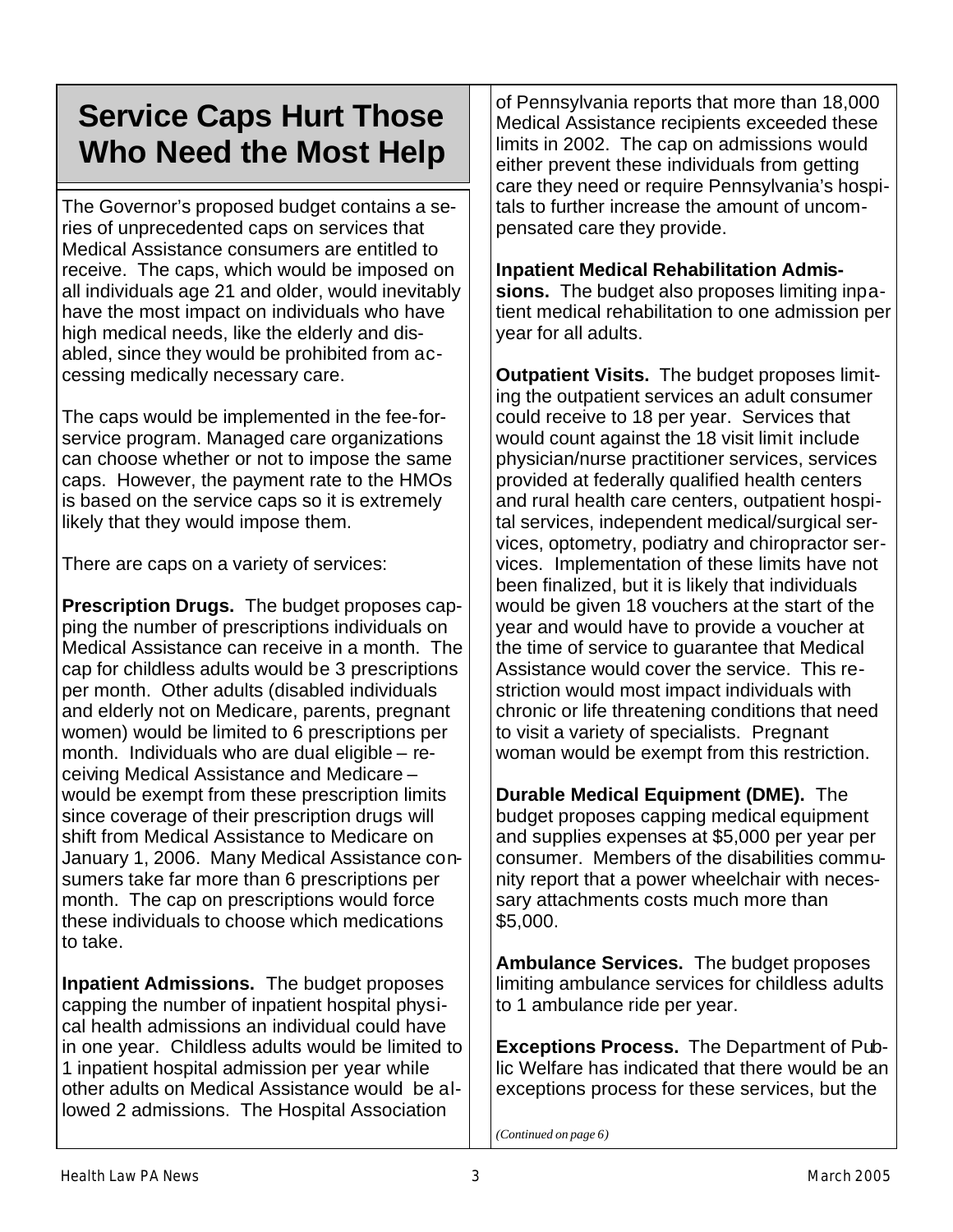# Service Caps Hurt Those Who Need the Most Help

The Governor's proposed budget contains a series of unprecedented caps on services that Medical Assistance consumers are entitled to receive. The caps, which would be imposed on all individuals age 21 and older, would inevitably have the most impact on individuals who have high medical needs, like the elderly and disabled, since they would be prohibited from accessing medically necessary care.

The caps would be implemented in the fee-for-service program. Managed care organizations can choose whether or not to impose the same caps. However, the payment rate to the HMOs is based on the service caps so it is extremely likely that they would impose them.

There are caps on a variety of services:

**Prescription Drugs.** The budget proposes capping the number of prescriptions individuals on Medical Assistance can receive in a month. The cap for childless adults would be 3 prescriptions per month. Other adults (disabled individuals and elderly not on Medicare, parents, pregnant women) would be limited to 6 prescriptions per month. Individuals who are dual eligible – receiving Medical Assistance and Medicare – would be exempt from these prescription limits since coverage of their prescription drugs will shift from Medical Assistance to Medicare on January 1, 2006. Many Medical Assistance consumers take far more than 6 prescriptions per month. The cap on prescriptions would force these individuals to choose which medications to take.

**Inpatient Admissions.** The budget proposes capping the number of inpatient hospital physical health admissions an individual could have in one year. Childless adults would be limited to 1 inpatient hospital admission per year while other adults on Medical Assistance would be allowed 2 admissions. The Hospital Association of Pennsylvania reports that more than 18,000 Medical Assistance recipients exceeded these limits in 2002. The cap on admissions would either prevent these individuals from getting care they need or require Pennsylvania's hospitals to further increase the amount of uncompensated care they provide.

**Inpatient Medical Rehabilitation Admissions.** The budget also proposes limiting inpatient medical rehabilitation to one admission per year for all adults.

**Outpatient Visits.** The budget proposes limiting the outpatient services an adult consumer could receive to 18 per year. Services that would count against the 18 visit limit include physician/nurse practitioner services, services provided at federally qualified health centers and rural health care centers, outpatient hospital services, independent medical/surgical services, optometry, podiatry and chiropractor services. Implementation of these limits have not been finalized, but it is likely that individuals would be given 18 vouchers at the start of the year and would have to provide a voucher at the time of service to guarantee that Medical Assistance would cover the service. This restriction would most impact individuals with chronic or life threatening conditions that need to visit a variety of specialists. Pregnant woman would be exempt from this restriction.

**Durable Medical Equipment (DME).** The budget proposes capping medical equipment and supplies expenses at $5,000 per year per consumer. Members of the disabilities community report that a power wheelchair with necessary attachments costs much more than $5,000.

**Ambulance Services.** The budget proposes limiting ambulance services for childless adults to 1 ambulance ride per year.

**Exceptions Process.** The Department of Public Welfare has indicated that there would be an exceptions process for these services, but the

*(Continued on page 6)*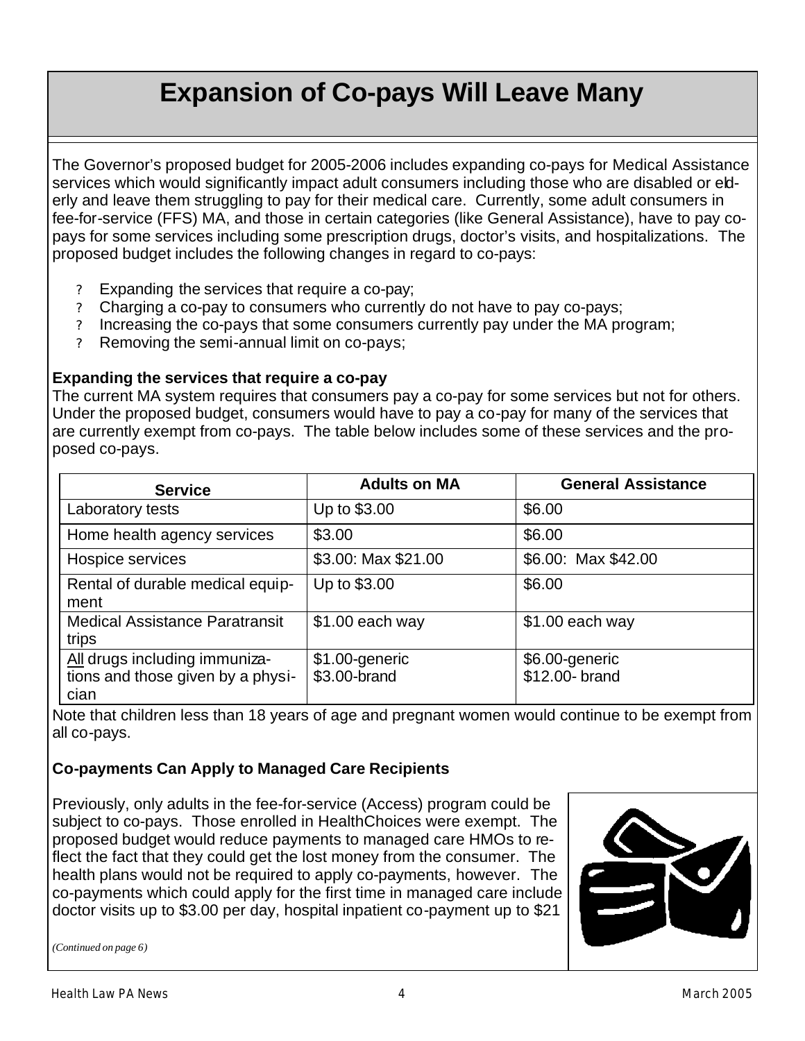# Expansion of Co-pays Will Leave Many

The Governor's proposed budget for 2005-2006 includes expanding co-pays for Medical Assistance services which would significantly impact adult consumers including those who are disabled or elderly and leave them struggling to pay for their medical care. Currently, some adult consumers in fee-for-service (FFS) MA, and those in certain categories (like General Assistance), have to pay co-pays for some services including some prescription drugs, doctor's visits, and hospitalizations. The proposed budget includes the following changes in regard to co-pays:

- Expanding the services that require a co-pay;
- Charging a co-pay to consumers who currently do not have to pay co-pays;
- Increasing the co-pays that some consumers currently pay under the MA program;
- Removing the semi-annual limit on co-pays;

**Expanding the services that require a co-pay**

The current MA system requires that consumers pay a co-pay for some services but not for others. Under the proposed budget, consumers would have to pay a co-pay for many of the services that are currently exempt from co-pays. The table below includes some of these services and the proposed co-pays.

| Service | Adults on MA | General Assistance |
|---|---|---|
| Laboratory tests | Up to $3.00 | $6.00 |
| Home health agency services | $3.00 | $6.00 |
| Hospice services | $3.00: Max $21.00 | $6.00: Max $42.00 |
| Rental of durable medical equipment | Up to $3.00 | $6.00 |
| Medical Assistance Paratransit trips | $1.00 each way | $1.00 each way |
| All drugs including immunizations and those given by a physician | $1.00-generic<br>$3.00-brand | $6.00-generic<br>$12.00- brand |

Note that children less than 18 years of age and pregnant women would continue to be exempt from all co-pays.

**Co-payments Can Apply to Managed Care Recipients**

Previously, only adults in the fee-for-service (Access) program could be subject to co-pays. Those enrolled in HealthChoices were exempt. The proposed budget would reduce payments to managed care HMOs to reflect the fact that they could get the lost money from the consumer. The health plans would not be required to apply co-payments, however. The co-payments which could apply for the first time in managed care include doctor visits up to $3.00 per day, hospital inpatient co-payment up to $21

*(Continued on page 6)*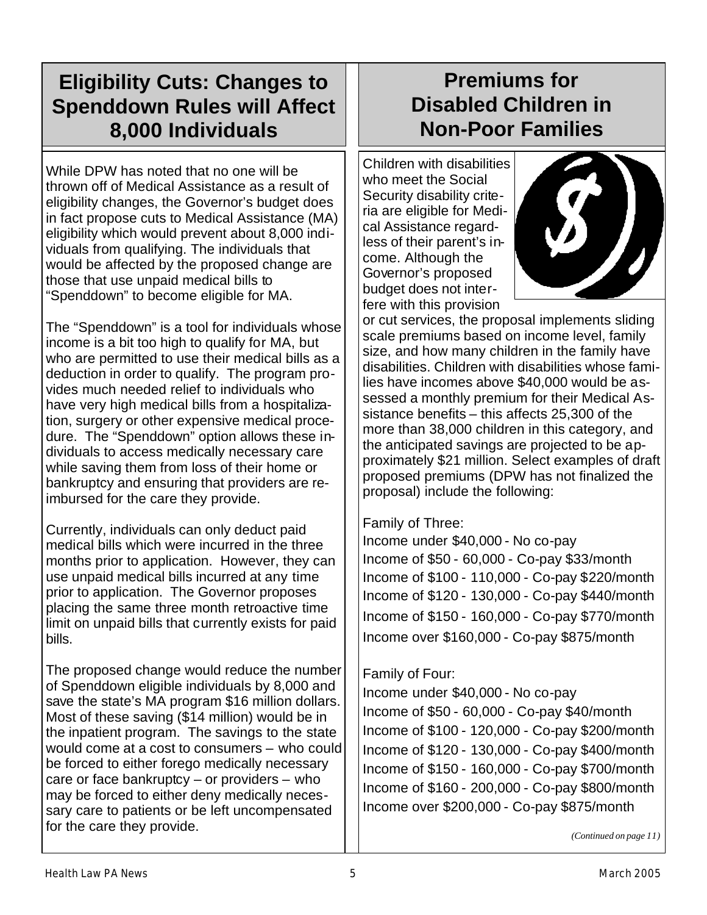## Eligibility Cuts: Changes to Spenddown Rules will Affect 8,000 Individuals

While DPW has noted that no one will be thrown off of Medical Assistance as a result of eligibility changes, the Governor's budget does in fact propose cuts to Medical Assistance (MA) eligibility which would prevent about 8,000 individuals from qualifying. The individuals that would be affected by the proposed change are those that use unpaid medical bills to "Spenddown" to become eligible for MA.

The "Spenddown" is a tool for individuals whose income is a bit too high to qualify for MA, but who are permitted to use their medical bills as a deduction in order to qualify. The program provides much needed relief to individuals who have very high medical bills from a hospitalization, surgery or other expensive medical procedure. The "Spenddown" option allows these individuals to access medically necessary care while saving them from loss of their home or bankruptcy and ensuring that providers are reimbursed for the care they provide.

Currently, individuals can only deduct paid medical bills which were incurred in the three months prior to application. However, they can use unpaid medical bills incurred at any time prior to application. The Governor proposes placing the same three month retroactive time limit on unpaid bills that currently exists for paid bills.

The proposed change would reduce the number of Spenddown eligible individuals by 8,000 and save the state's MA program $16 million dollars. Most of these saving ($14 million) would be in the inpatient program. The savings to the state would come at a cost to consumers – who could be forced to either forego medically necessary care or face bankruptcy – or providers – who may be forced to either deny medically necessary care to patients or be left uncompensated for the care they provide.

## Premiums for Disabled Children in Non-Poor Families

Children with disabilities who meet the Social Security disability criteria are eligible for Medical Assistance regardless of their parent's income. Although the Governor's proposed budget does not interfere with this provision or cut services, the proposal implements sliding scale premiums based on income level, family size, and how many children in the family have disabilities. Children with disabilities whose families have incomes above $40,000 would be assessed a monthly premium for their Medical Assistance benefits – this affects 25,300 of the more than 38,000 children in this category, and the anticipated savings are projected to be approximately $21 million. Select examples of draft proposed premiums (DPW has not finalized the proposal) include the following:

Family of Three:
Income under $40,000 - No co-pay
Income of $50 - 60,000 - Co-pay $33/month
Income of $100 - 110,000 - Co-pay $220/month
Income of $120 - 130,000 - Co-pay $440/month
Income of $150 - 160,000 - Co-pay $770/month
Income over $160,000 - Co-pay $875/month

Family of Four:
Income under $40,000 - No co-pay
Income of $50 - 60,000 - Co-pay $40/month
Income of $100 - 120,000 - Co-pay $200/month
Income of $120 - 130,000 - Co-pay $400/month
Income of $150 - 160,000 - Co-pay $700/month
Income of $160 - 200,000 - Co-pay $800/month
Income over $200,000 - Co-pay $875/month

*(Continued on page 11)*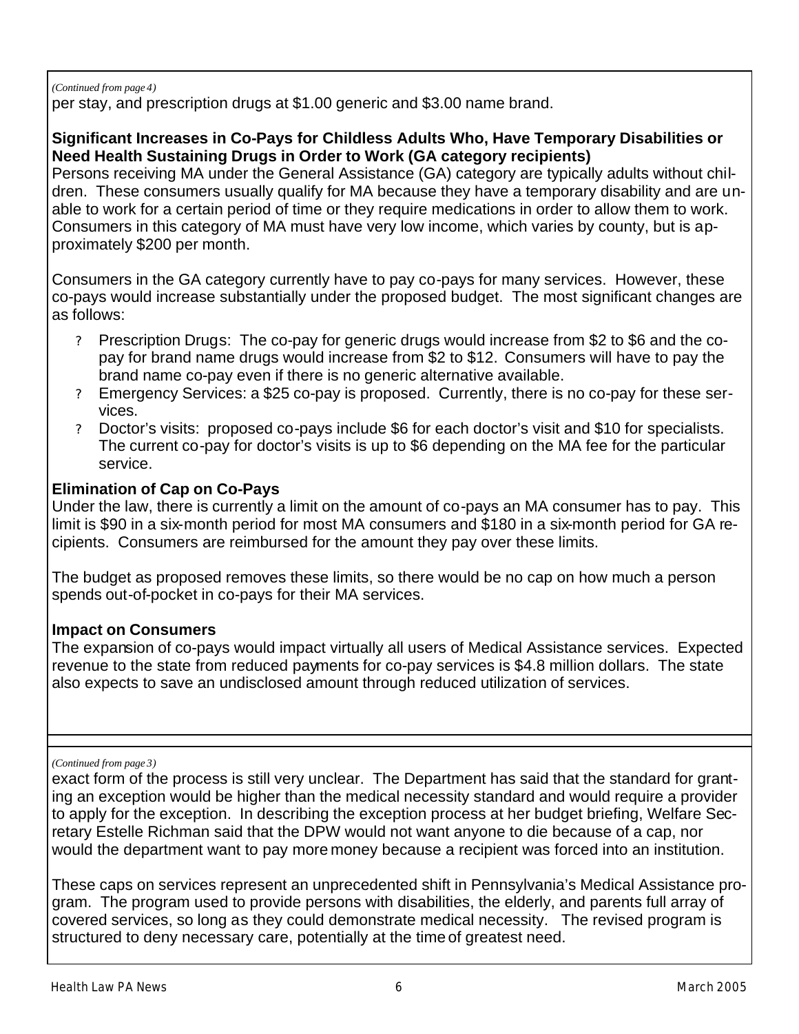*(Continued from page 4)*

per stay, and prescription drugs at $1.00 generic and $3.00 name brand.

**Significant Increases in Co-Pays for Childless Adults Who, Have Temporary Disabilities or Need Health Sustaining Drugs in Order to Work (GA category recipients)**

Persons receiving MA under the General Assistance (GA) category are typically adults without children. These consumers usually qualify for MA because they have a temporary disability and are unable to work for a certain period of time or they require medications in order to allow them to work. Consumers in this category of MA must have very low income, which varies by county, but is approximately $200 per month.

Consumers in the GA category currently have to pay co-pays for many services. However, these co-pays would increase substantially under the proposed budget. The most significant changes are as follows:

- Prescription Drugs: The co-pay for generic drugs would increase from $2 to $6 and the co-pay for brand name drugs would increase from $2 to $12. Consumers will have to pay the brand name co-pay even if there is no generic alternative available.
- Emergency Services: a $25 co-pay is proposed. Currently, there is no co-pay for these services.
- Doctor's visits: proposed co-pays include $6 for each doctor's visit and $10 for specialists. The current co-pay for doctor's visits is up to $6 depending on the MA fee for the particular service.

**Elimination of Cap on Co-Pays**

Under the law, there is currently a limit on the amount of co-pays an MA consumer has to pay. This limit is $90 in a six-month period for most MA consumers and $180 in a six-month period for GA recipients. Consumers are reimbursed for the amount they pay over these limits.

The budget as proposed removes these limits, so there would be no cap on how much a person spends out-of-pocket in co-pays for their MA services.

**Impact on Consumers**

The expansion of co-pays would impact virtually all users of Medical Assistance services. Expected revenue to the state from reduced payments for co-pay services is $4.8 million dollars. The state also expects to save an undisclosed amount through reduced utilization of services.

---

*(Continued from page 3)*

exact form of the process is still very unclear. The Department has said that the standard for granting an exception would be higher than the medical necessity standard and would require a provider to apply for the exception. In describing the exception process at her budget briefing, Welfare Secretary Estelle Richman said that the DPW would not want anyone to die because of a cap, nor would the department want to pay more money because a recipient was forced into an institution.

These caps on services represent an unprecedented shift in Pennsylvania's Medical Assistance program. The program used to provide persons with disabilities, the elderly, and parents full array of covered services, so long as they could demonstrate medical necessity. The revised program is structured to deny necessary care, potentially at the time of greatest need.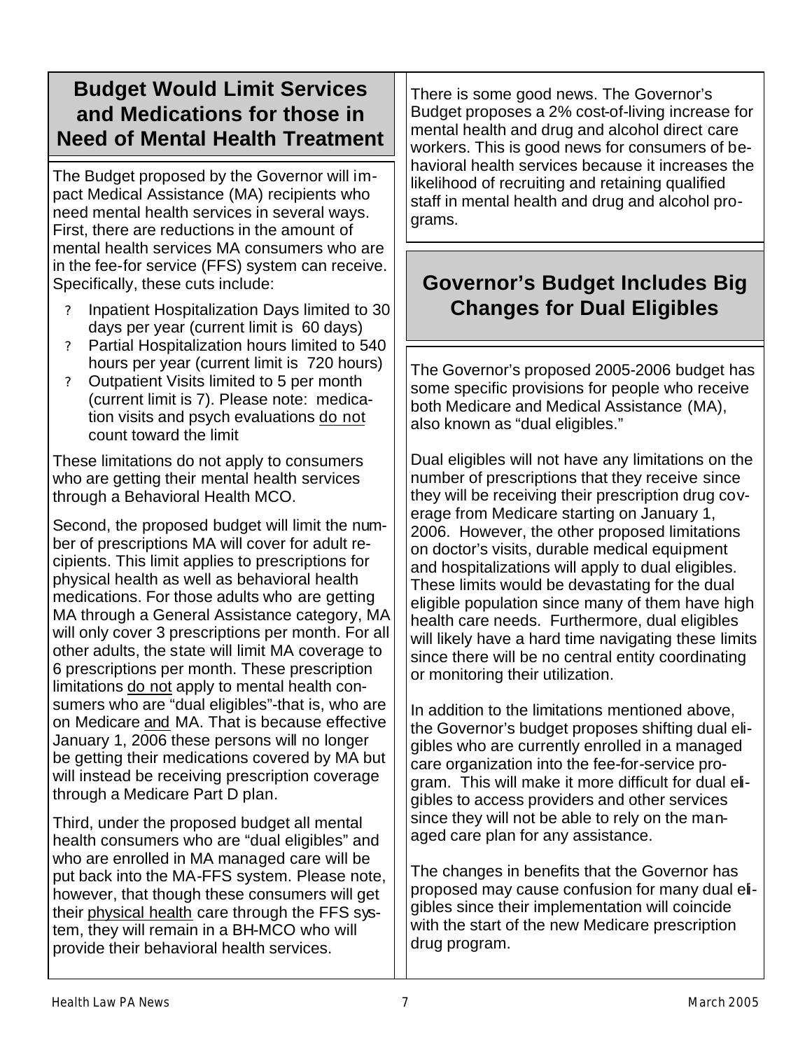## Budget Would Limit Services and Medications for those in Need of Mental Health Treatment

The Budget proposed by the Governor will impact Medical Assistance (MA) recipients who need mental health services in several ways. First, there are reductions in the amount of mental health services MA consumers who are in the fee-for service (FFS) system can receive. Specifically, these cuts include:

- Inpatient Hospitalization Days limited to 30 days per year (current limit is 60 days)
- Partial Hospitalization hours limited to 540 hours per year (current limit is 720 hours)
- Outpatient Visits limited to 5 per month (current limit is 7). Please note: medication visits and psych evaluations do not count toward the limit

These limitations do not apply to consumers who are getting their mental health services through a Behavioral Health MCO.

Second, the proposed budget will limit the number of prescriptions MA will cover for adult recipients. This limit applies to prescriptions for physical health as well as behavioral health medications. For those adults who are getting MA through a General Assistance category, MA will only cover 3 prescriptions per month. For all other adults, the state will limit MA coverage to 6 prescriptions per month. These prescription limitations do not apply to mental health consumers who are "dual eligibles"-that is, who are on Medicare and MA. That is because effective January 1, 2006 these persons will no longer be getting their medications covered by MA but will instead be receiving prescription coverage through a Medicare Part D plan.

Third, under the proposed budget all mental health consumers who are "dual eligibles" and who are enrolled in MA managed care will be put back into the MA-FFS system. Please note, however, that though these consumers will get their physical health care through the FFS system, they will remain in a BH-MCO who will provide their behavioral health services.

There is some good news. The Governor's Budget proposes a 2% cost-of-living increase for mental health and drug and alcohol direct care workers. This is good news for consumers of behavioral health services because it increases the likelihood of recruiting and retaining qualified staff in mental health and drug and alcohol programs.

## Governor's Budget Includes Big Changes for Dual Eligibles

The Governor's proposed 2005-2006 budget has some specific provisions for people who receive both Medicare and Medical Assistance (MA), also known as "dual eligibles."

Dual eligibles will not have any limitations on the number of prescriptions that they receive since they will be receiving their prescription drug coverage from Medicare starting on January 1, 2006. However, the other proposed limitations on doctor's visits, durable medical equipment and hospitalizations will apply to dual eligibles. These limits would be devastating for the dual eligible population since many of them have high health care needs. Furthermore, dual eligibles will likely have a hard time navigating these limits since there will be no central entity coordinating or monitoring their utilization.

In addition to the limitations mentioned above, the Governor's budget proposes shifting dual eligibles who are currently enrolled in a managed care organization into the fee-for-service program. This will make it more difficult for dual eligibles to access providers and other services since they will not be able to rely on the managed care plan for any assistance.

The changes in benefits that the Governor has proposed may cause confusion for many dual eligibles since their implementation will coincide with the start of the new Medicare prescription drug program.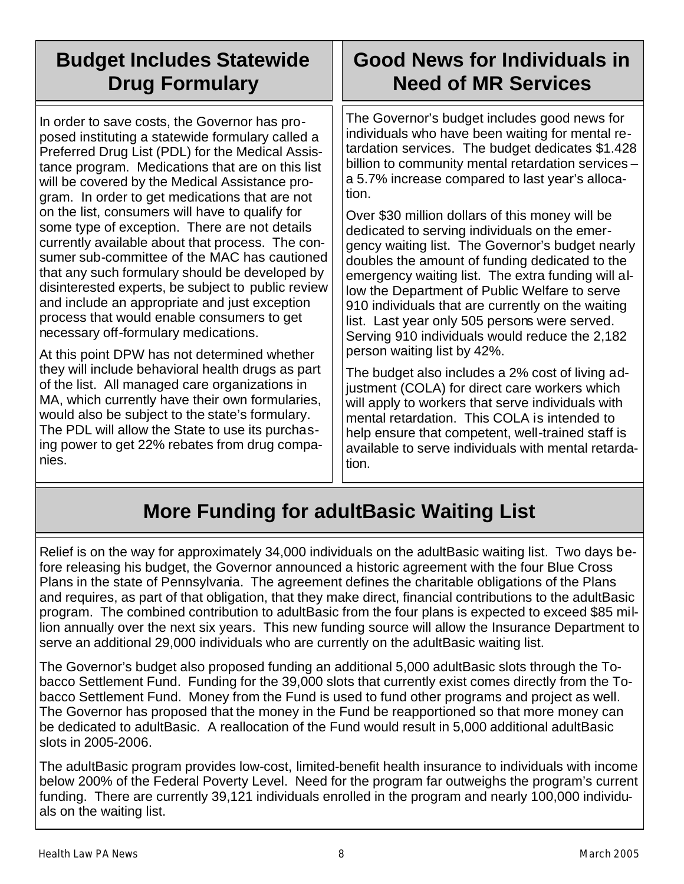## Budget Includes Statewide Drug Formulary

In order to save costs, the Governor has proposed instituting a statewide formulary called a Preferred Drug List (PDL) for the Medical Assistance program. Medications that are on this list will be covered by the Medical Assistance program. In order to get medications that are not on the list, consumers will have to qualify for some type of exception. There are not details currently available about that process. The consumer sub-committee of the MAC has cautioned that any such formulary should be developed by disinterested experts, be subject to public review and include an appropriate and just exception process that would enable consumers to get necessary off-formulary medications.

At this point DPW has not determined whether they will include behavioral health drugs as part of the list. All managed care organizations in MA, which currently have their own formularies, would also be subject to the state's formulary. The PDL will allow the State to use its purchasing power to get 22% rebates from drug companies.

## Good News for Individuals in Need of MR Services

The Governor's budget includes good news for individuals who have been waiting for mental retardation services. The budget dedicates $1.428 billion to community mental retardation services – a 5.7% increase compared to last year's allocation.

Over $30 million dollars of this money will be dedicated to serving individuals on the emergency waiting list. The Governor's budget nearly doubles the amount of funding dedicated to the emergency waiting list. The extra funding will allow the Department of Public Welfare to serve 910 individuals that are currently on the waiting list. Last year only 505 persons were served. Serving 910 individuals would reduce the 2,182 person waiting list by 42%.

The budget also includes a 2% cost of living adjustment (COLA) for direct care workers which will apply to workers that serve individuals with mental retardation. This COLA is intended to help ensure that competent, well-trained staff is available to serve individuals with mental retardation.

## More Funding for adultBasic Waiting List

Relief is on the way for approximately 34,000 individuals on the adultBasic waiting list. Two days before releasing his budget, the Governor announced a historic agreement with the four Blue Cross Plans in the state of Pennsylvania. The agreement defines the charitable obligations of the Plans and requires, as part of that obligation, that they make direct, financial contributions to the adultBasic program. The combined contribution to adultBasic from the four plans is expected to exceed $85 million annually over the next six years. This new funding source will allow the Insurance Department to serve an additional 29,000 individuals who are currently on the adultBasic waiting list.

The Governor's budget also proposed funding an additional 5,000 adultBasic slots through the Tobacco Settlement Fund. Funding for the 39,000 slots that currently exist comes directly from the Tobacco Settlement Fund. Money from the Fund is used to fund other programs and project as well. The Governor has proposed that the money in the Fund be reapportioned so that more money can be dedicated to adultBasic. A reallocation of the Fund would result in 5,000 additional adultBasic slots in 2005-2006.

The adultBasic program provides low-cost, limited-benefit health insurance to individuals with income below 200% of the Federal Poverty Level. Need for the program far outweighs the program's current funding. There are currently 39,121 individuals enrolled in the program and nearly 100,000 individuals on the waiting list.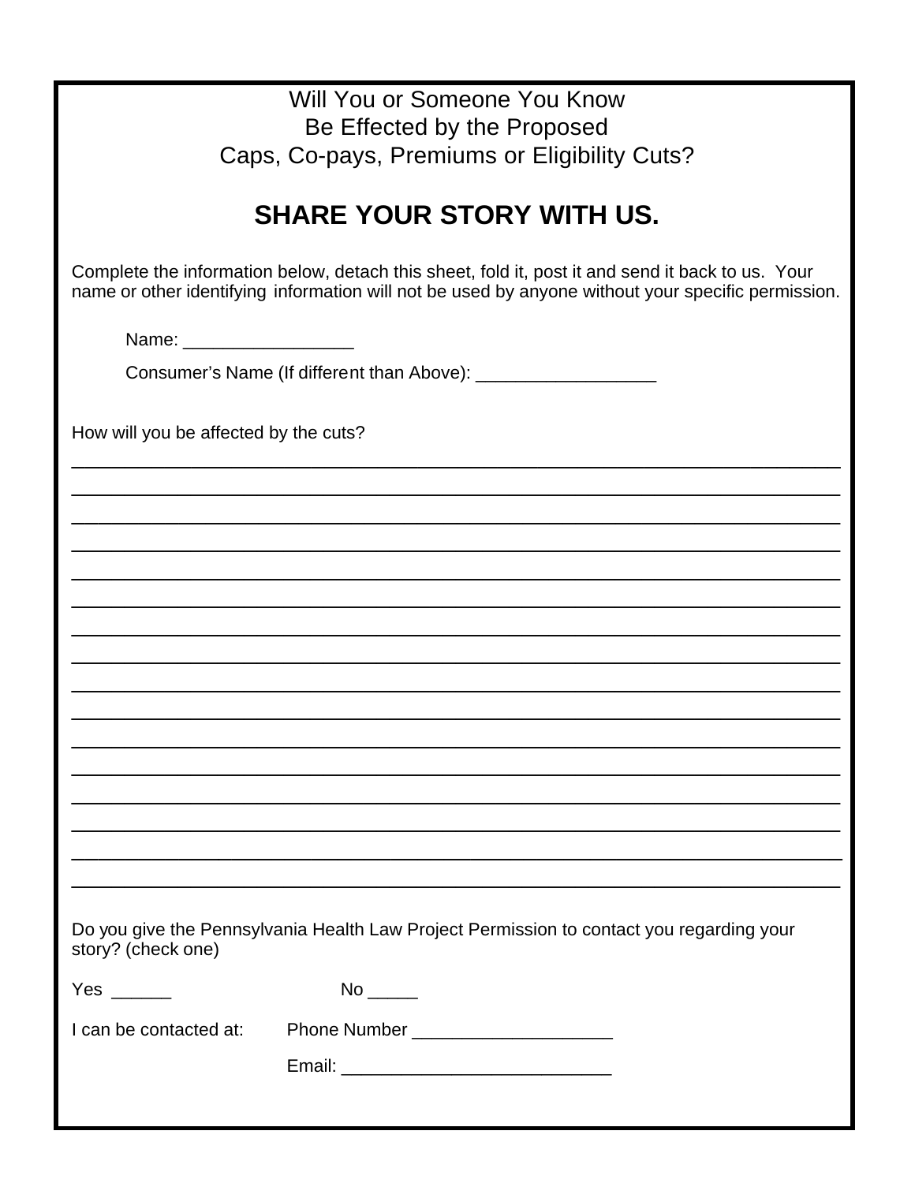Will You or Someone You Know
Be Effected by the Proposed
Caps, Co-pays, Premiums or Eligibility Cuts?

# SHARE YOUR STORY WITH US.

Complete the information below, detach this sheet, fold it, post it and send it back to us. Your name or other identifying information will not be used by anyone without your specific permission.

Name: _________________

Consumer's Name (If different than Above): __________________

How will you be affected by the cuts?

______________________________________________________________________________

______________________________________________________________________________

______________________________________________________________________________

______________________________________________________________________________

______________________________________________________________________________

______________________________________________________________________________

______________________________________________________________________________

______________________________________________________________________________

______________________________________________________________________________

______________________________________________________________________________

______________________________________________________________________________

______________________________________________________________________________

______________________________________________________________________________

______________________________________________________________________________

______________________________________________________________________________

______________________________________________________________________________

Do you give the Pennsylvania Health Law Project Permission to contact you regarding your story? (check one)

Yes ______ No _____

I can be contacted at: Phone Number ____________________

Email: ___________________________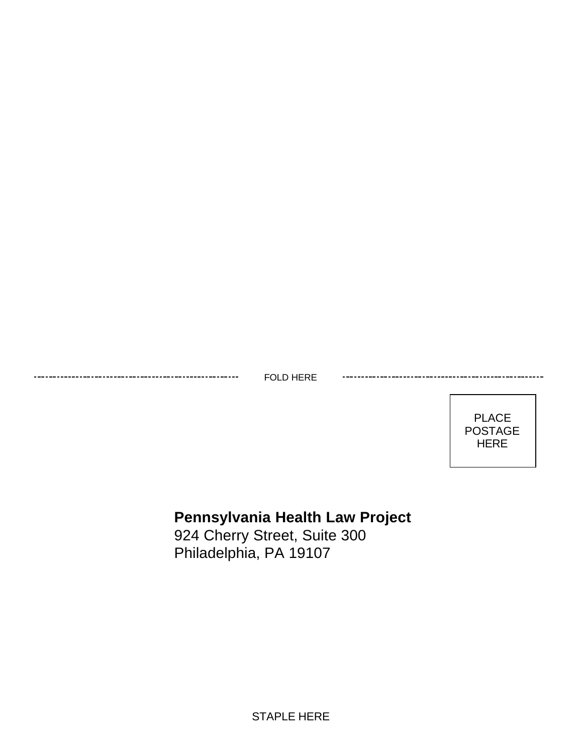FOLD HERE

PLACE
POSTAGE
HERE

**Pennsylvania Health Law Project**
924 Cherry Street, Suite 300
Philadelphia, PA 19107

STAPLE HERE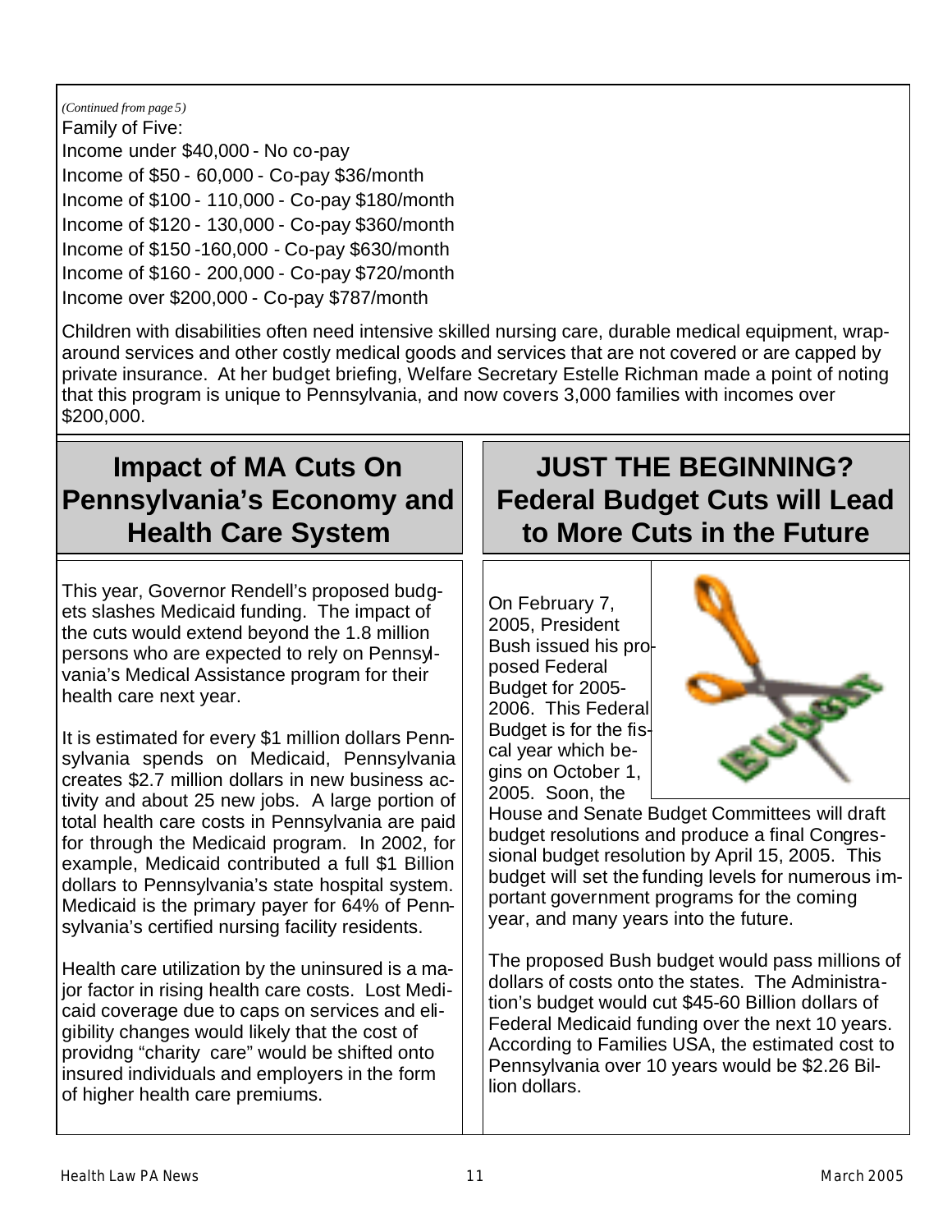*(Continued from page 5)*

Family of Five:

Income under $40,000 - No co-pay

Income of $50 - 60,000 - Co-pay $36/month

Income of $100 - 110,000 - Co-pay $180/month

Income of $120 - 130,000 - Co-pay $360/month

Income of $150 -160,000 - Co-pay $630/month

Income of $160 - 200,000 - Co-pay $720/month

Income over $200,000 - Co-pay $787/month

Children with disabilities often need intensive skilled nursing care, durable medical equipment, wrap-around services and other costly medical goods and services that are not covered or are capped by private insurance. At her budget briefing, Welfare Secretary Estelle Richman made a point of noting that this program is unique to Pennsylvania, and now covers 3,000 families with incomes over $200,000.

## Impact of MA Cuts On Pennsylvania's Economy and Health Care System

This year, Governor Rendell's proposed budgets slashes Medicaid funding. The impact of the cuts would extend beyond the 1.8 million persons who are expected to rely on Pennsylvania's Medical Assistance program for their health care next year.

It is estimated for every $1 million dollars Pennsylvania spends on Medicaid, Pennsylvania creates $2.7 million dollars in new business activity and about 25 new jobs. A large portion of total health care costs in Pennsylvania are paid for through the Medicaid program. In 2002, for example, Medicaid contributed a full $1 Billion dollars to Pennsylvania's state hospital system. Medicaid is the primary payer for 64% of Pennsylvania's certified nursing facility residents.

Health care utilization by the uninsured is a major factor in rising health care costs. Lost Medicaid coverage due to caps on services and eligibility changes would likely that the cost of providng "charity care" would be shifted onto insured individuals and employers in the form of higher health care premiums.

## JUST THE BEGINNING? Federal Budget Cuts will Lead to More Cuts in the Future

On February 7, 2005, President Bush issued his proposed Federal Budget for 2005-2006. This Federal Budget is for the fiscal year which begins on October 1, 2005. Soon, the House and Senate Budget Committees will draft budget resolutions and produce a final Congressional budget resolution by April 15, 2005. This budget will set the funding levels for numerous important government programs for the coming year, and many years into the future.

The proposed Bush budget would pass millions of dollars of costs onto the states. The Administration's budget would cut $45-60 Billion dollars of Federal Medicaid funding over the next 10 years. According to Families USA, the estimated cost to Pennsylvania over 10 years would be $2.26 Billion dollars.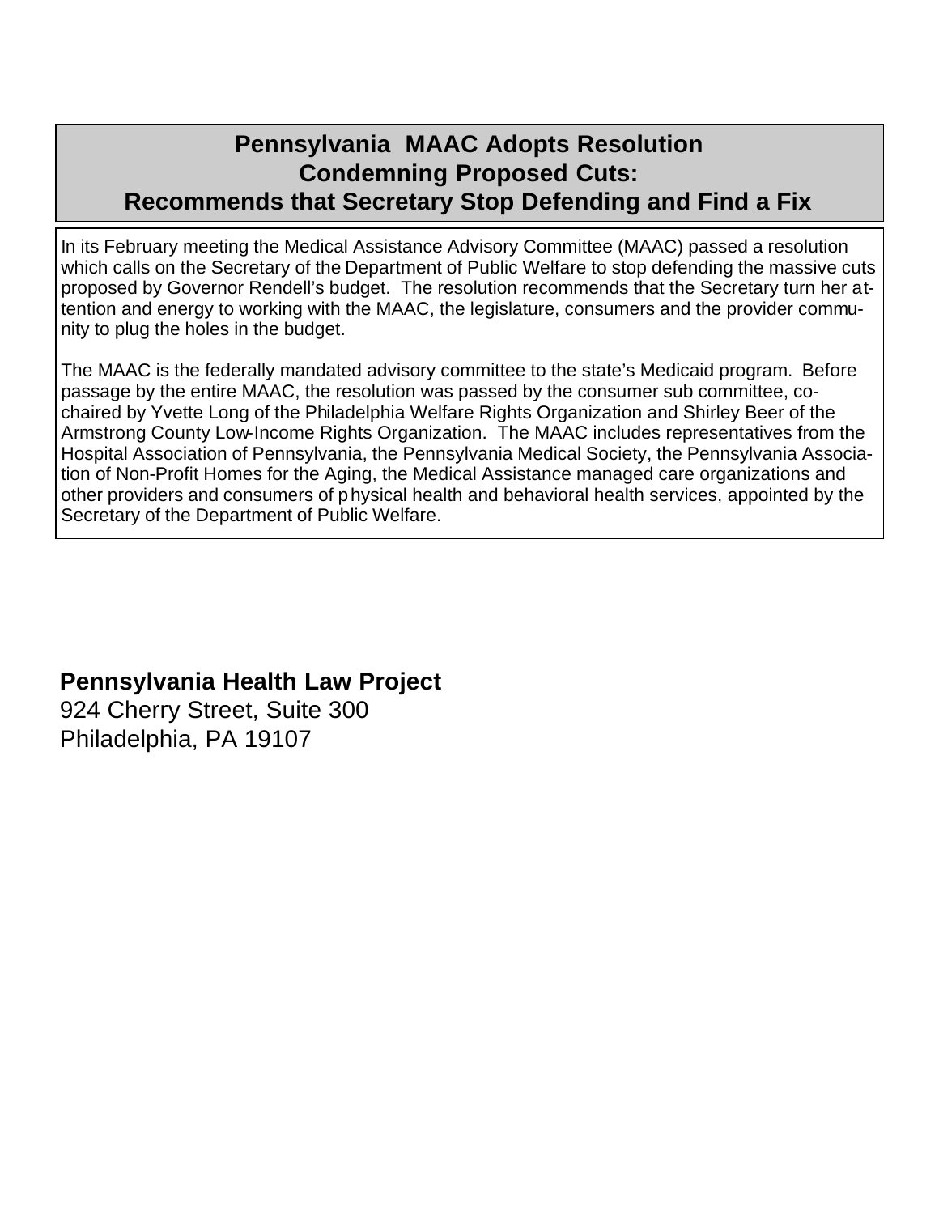## Pennsylvania MAAC Adopts Resolution Condemning Proposed Cuts: Recommends that Secretary Stop Defending and Find a Fix

In its February meeting the Medical Assistance Advisory Committee (MAAC) passed a resolution which calls on the Secretary of the Department of Public Welfare to stop defending the massive cuts proposed by Governor Rendell's budget. The resolution recommends that the Secretary turn her attention and energy to working with the MAAC, the legislature, consumers and the provider community to plug the holes in the budget.

The MAAC is the federally mandated advisory committee to the state's Medicaid program. Before passage by the entire MAAC, the resolution was passed by the consumer sub committee, co-chaired by Yvette Long of the Philadelphia Welfare Rights Organization and Shirley Beer of the Armstrong County Low-Income Rights Organization. The MAAC includes representatives from the Hospital Association of Pennsylvania, the Pennsylvania Medical Society, the Pennsylvania Association of Non-Profit Homes for the Aging, the Medical Assistance managed care organizations and other providers and consumers of physical health and behavioral health services, appointed by the Secretary of the Department of Public Welfare.

**Pennsylvania Health Law Project**
924 Cherry Street, Suite 300
Philadelphia, PA 19107